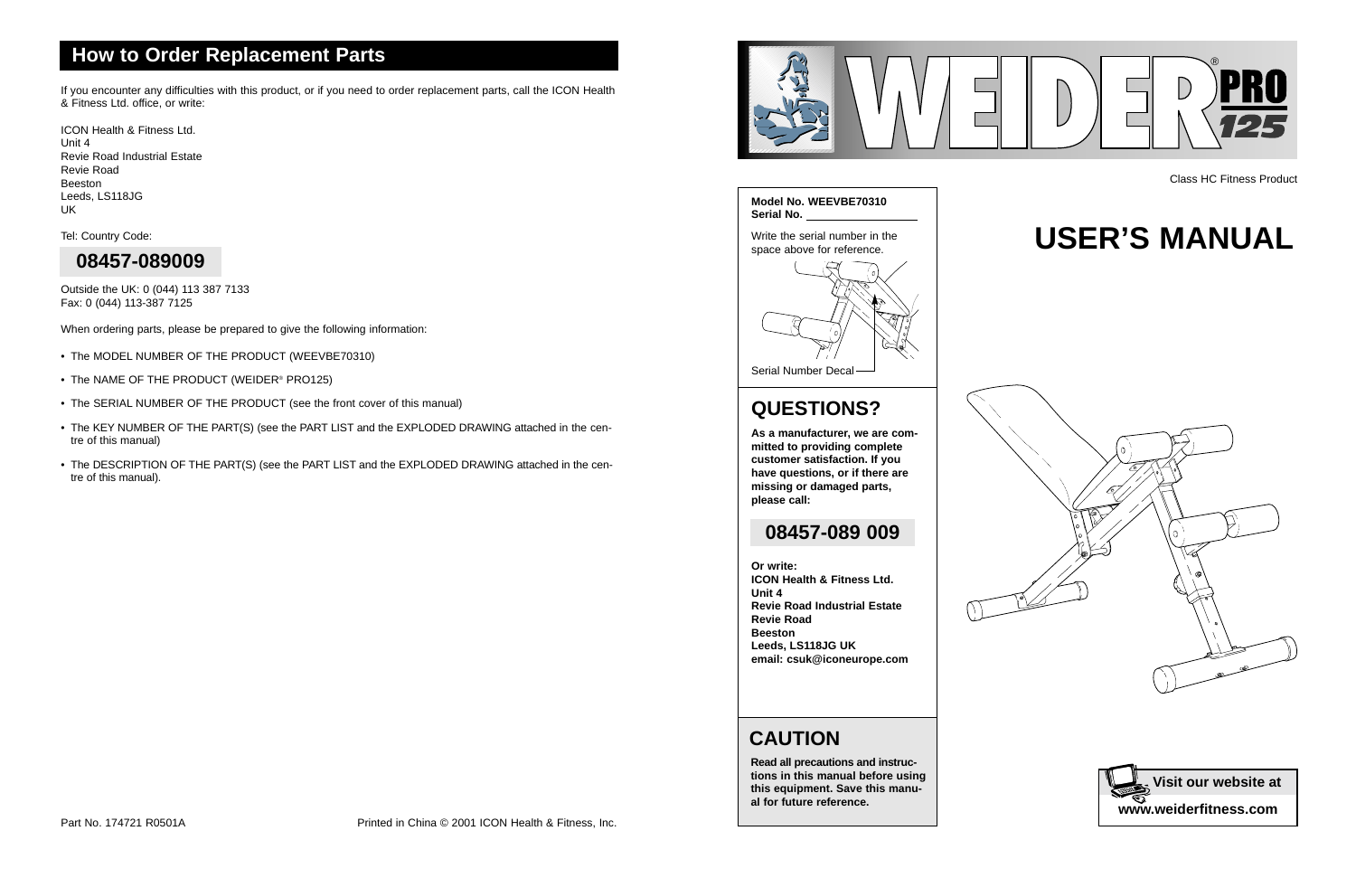## How to Order Replacement Parts

If you encounter any difficulties with this product, or if you need to order replacement parts, call the ICON Health & Fitness Ltd. office, or write:

ICON Health & Fitness Ltd.
Unit 4
Revie Road Industrial Estate
Revie Road
Beeston
Leeds, LS118JG
UK

Tel: Country Code:

**08457-089009**

Outside the UK: 0 (044) 113 387 7133
Fax: 0 (044) 113-387 7125

When ordering parts, please be prepared to give the following information:

- The MODEL NUMBER OF THE PRODUCT (WEEVBE70310)
- The NAME OF THE PRODUCT (WEIDER® PRO125)
- The SERIAL NUMBER OF THE PRODUCT (see the front cover of this manual)
- The KEY NUMBER OF THE PART(S) (see the PART LIST and the EXPLODED DRAWING attached in the centre of this manual)
- The DESCRIPTION OF THE PART(S) (see the PART LIST and the EXPLODED DRAWING attached in the centre of this manual).

Part No. 174721 R0501A

Printed in China © 2001 ICON Health & Fitness, Inc.

# WEIDER® PRO 125

Class HC Fitness Product

**Model No. WEEVBE70310**
**Serial No.** ____________

Write the serial number in the space above for reference.

Serial Number Decal

# USER'S MANUAL

## QUESTIONS?

**As a manufacturer, we are committed to providing complete customer satisfaction. If you have questions, or if there are missing or damaged parts, please call:**

**08457-089 009**

**Or write:**
**ICON Health & Fitness Ltd.**
**Unit 4**
**Revie Road Industrial Estate**
**Revie Road**
**Beeston**
**Leeds, LS118JG UK**
**email: csuk@iconeurope.com**

## CAUTION

**Read all precautions and instructions in this manual before using this equipment. Save this manual for future reference.**

**Visit our website at**
**www.weiderfitness.com**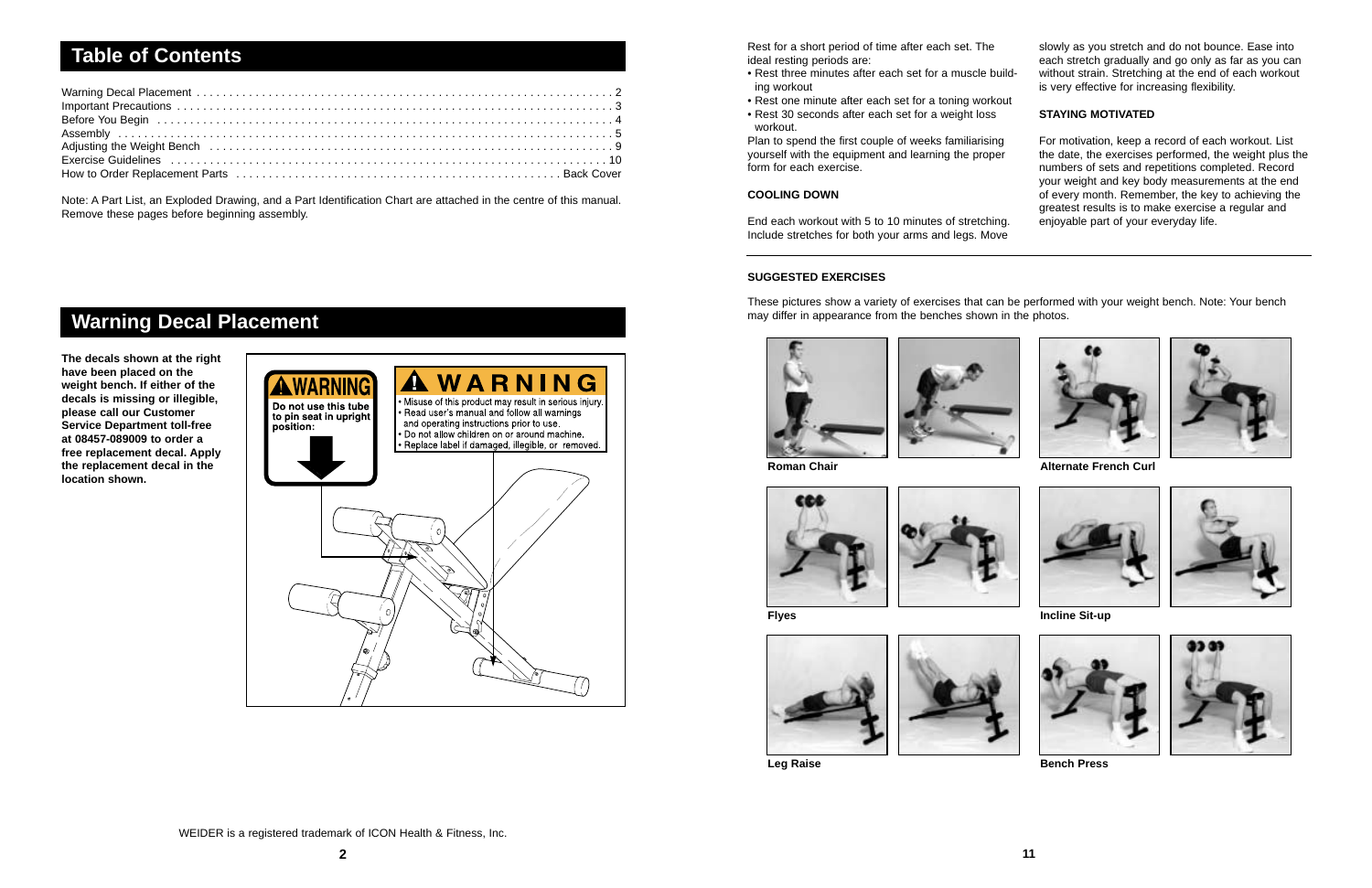## Table of Contents

Warning Decal Placement . . . . . . . . . . 2
Important Precautions . . . . . . . . . . 3
Before You Begin . . . . . . . . . . 4
Assembly . . . . . . . . . . 5
Adjusting the Weight Bench . . . . . . . . . . 9
Exercise Guidelines . . . . . . . . . . 10
How to Order Replacement Parts . . . . . . . . . . Back Cover

Note: A Part List, an Exploded Drawing, and a Part Identification Chart are attached in the centre of this manual. Remove these pages before beginning assembly.

## Warning Decal Placement

**The decals shown at the right have been placed on the weight bench. If either of the decals is missing or illegible, please call our Customer Service Department toll-free at 08457-089009 to order a free replacement decal. Apply the replacement decal in the location shown.**

WARNING
Do not use this tube to pin seat in upright position:

WARNING
- Misuse of this product may result in serious injury.
- Read user's manual and follow all warnings and operating instructions prior to use.
- Do not allow children on or around machine.
- Replace label if damaged, illegible, or removed.

WEIDER is a registered trademark of ICON Health & Fitness, Inc.

Rest for a short period of time after each set. The ideal resting periods are:
- Rest three minutes after each set for a muscle building workout
- Rest one minute after each set for a toning workout
- Rest 30 seconds after each set for a weight loss workout.

Plan to spend the first couple of weeks familiarising yourself with the equipment and learning the proper form for each exercise.

**COOLING DOWN**

End each workout with 5 to 10 minutes of stretching. Include stretches for both your arms and legs. Move slowly as you stretch and do not bounce. Ease into each stretch gradually and go only as far as you can without strain. Stretching at the end of each workout is very effective for increasing flexibility.

**STAYING MOTIVATED**

For motivation, keep a record of each workout. List the date, the exercises performed, the weight plus the numbers of sets and repetitions completed. Record your weight and key body measurements at the end of every month. Remember, the key to achieving the greatest results is to make exercise a regular and enjoyable part of your everyday life.

**SUGGESTED EXERCISES**

These pictures show a variety of exercises that can be performed with your weight bench. Note: Your bench may differ in appearance from the benches shown in the photos.

**Roman Chair**

**Alternate French Curl**

**Flyes**

**Incline Sit-up**

**Leg Raise**

**Bench Press**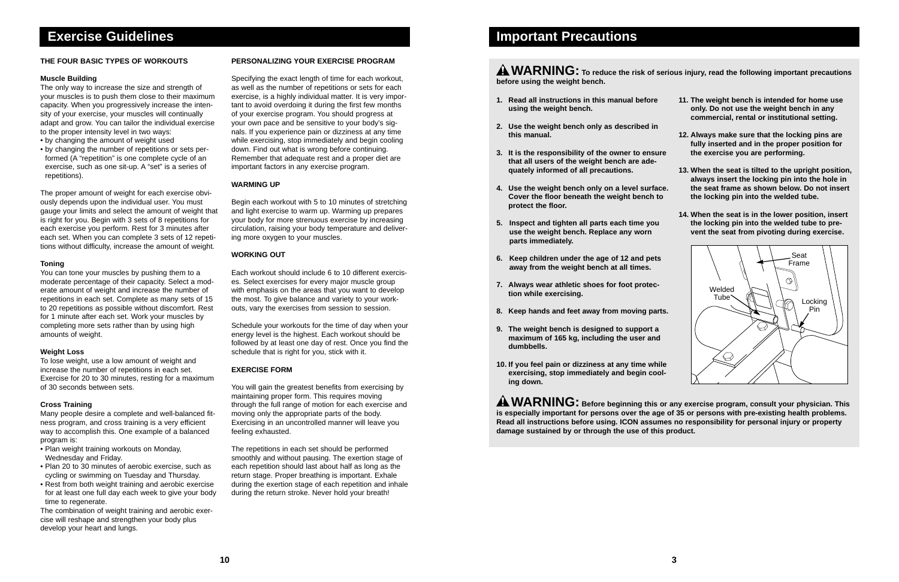## Exercise Guidelines

### THE FOUR BASIC TYPES OF WORKOUTS

#### Muscle Building

The only way to increase the size and strength of your muscles is to push them close to their maximum capacity. When you progressively increase the intensity of your exercise, your muscles will continually adapt and grow. You can tailor the individual exercise to the proper intensity level in two ways:

- by changing the amount of weight used
- by changing the number of repetitions or sets performed (A "repetition" is one complete cycle of an exercise, such as one sit-up. A "set" is a series of repetitions).

The proper amount of weight for each exercise obviously depends upon the individual user. You must gauge your limits and select the amount of weight that is right for you. Begin with 3 sets of 8 repetitions for each exercise you perform. Rest for 3 minutes after each set. When you can complete 3 sets of 12 repetitions without difficulty, increase the amount of weight.

#### Toning

You can tone your muscles by pushing them to a moderate percentage of their capacity. Select a moderate amount of weight and increase the number of repetitions in each set. Complete as many sets of 15 to 20 repetitions as possible without discomfort. Rest for 1 minute after each set. Work your muscles by completing more sets rather than by using high amounts of weight.

#### Weight Loss

To lose weight, use a low amount of weight and increase the number of repetitions in each set. Exercise for 20 to 30 minutes, resting for a maximum of 30 seconds between sets.

#### Cross Training

Many people desire a complete and well-balanced fitness program, and cross training is a very efficient way to accomplish this. One example of a balanced program is:

- Plan weight training workouts on Monday, Wednesday and Friday.
- Plan 20 to 30 minutes of aerobic exercise, such as cycling or swimming on Tuesday and Thursday.
- Rest from both weight training and aerobic exercise for at least one full day each week to give your body time to regenerate.

The combination of weight training and aerobic exercise will reshape and strengthen your body plus develop your heart and lungs.

### PERSONALIZING YOUR EXERCISE PROGRAM

Specifying the exact length of time for each workout, as well as the number of repetitions or sets for each exercise, is a highly individual matter. It is very important to avoid overdoing it during the first few months of your exercise program. You should progress at your own pace and be sensitive to your body's signals. If you experience pain or dizziness at any time while exercising, stop immediately and begin cooling down. Find out what is wrong before continuing. Remember that adequate rest and a proper diet are important factors in any exercise program.

### WARMING UP

Begin each workout with 5 to 10 minutes of stretching and light exercise to warm up. Warming up prepares your body for more strenuous exercise by increasing circulation, raising your body temperature and delivering more oxygen to your muscles.

### WORKING OUT

Each workout should include 6 to 10 different exercises. Select exercises for every major muscle group with emphasis on the areas that you want to develop the most. To give balance and variety to your workouts, vary the exercises from session to session.

Schedule your workouts for the time of day when your energy level is the highest. Each workout should be followed by at least one day of rest. Once you find the schedule that is right for you, stick with it.

### EXERCISE FORM

You will gain the greatest benefits from exercising by maintaining proper form. This requires moving through the full range of motion for each exercise and moving only the appropriate parts of the body. Exercising in an uncontrolled manner will leave you feeling exhausted.

The repetitions in each set should be performed smoothly and without pausing. The exertion stage of each repetition should last about half as long as the return stage. Proper breathing is important. Exhale during the exertion stage of each repetition and inhale during the return stroke. Never hold your breath!

## Important Precautions

**⚠ WARNING: To reduce the risk of serious injury, read the following important precautions before using the weight bench.**

1. **Read all instructions in this manual before using the weight bench.**
2. **Use the weight bench only as described in this manual.**
3. **It is the responsibility of the owner to ensure that all users of the weight bench are adequately informed of all precautions.**
4. **Use the weight bench only on a level surface. Cover the floor beneath the weight bench to protect the floor.**
5. **Inspect and tighten all parts each time you use the weight bench. Replace any worn parts immediately.**
6. **Keep children under the age of 12 and pets away from the weight bench at all times.**
7. **Always wear athletic shoes for foot protection while exercising.**
8. **Keep hands and feet away from moving parts.**
9. **The weight bench is designed to support a maximum of 165 kg, including the user and dumbbells.**
10. **If you feel pain or dizziness at any time while exercising, stop immediately and begin cooling down.**
11. **The weight bench is intended for home use only. Do not use the weight bench in any commercial, rental or institutional setting.**
12. **Always make sure that the locking pins are fully inserted and in the proper position for the exercise you are performing.**
13. **When the seat is tilted to the upright position, always insert the locking pin into the hole in the seat frame as shown below. Do not insert the locking pin into the welded tube.**
14. **When the seat is in the lower position, insert the locking pin into the welded tube to prevent the seat from pivoting during exercise.**

Seat Frame
Welded Tube
Locking Pin

**⚠ WARNING: Before beginning this or any exercise program, consult your physician. This is especially important for persons over the age of 35 or persons with pre-existing health problems. Read all instructions before using. ICON assumes no responsibility for personal injury or property damage sustained by or through the use of this product.**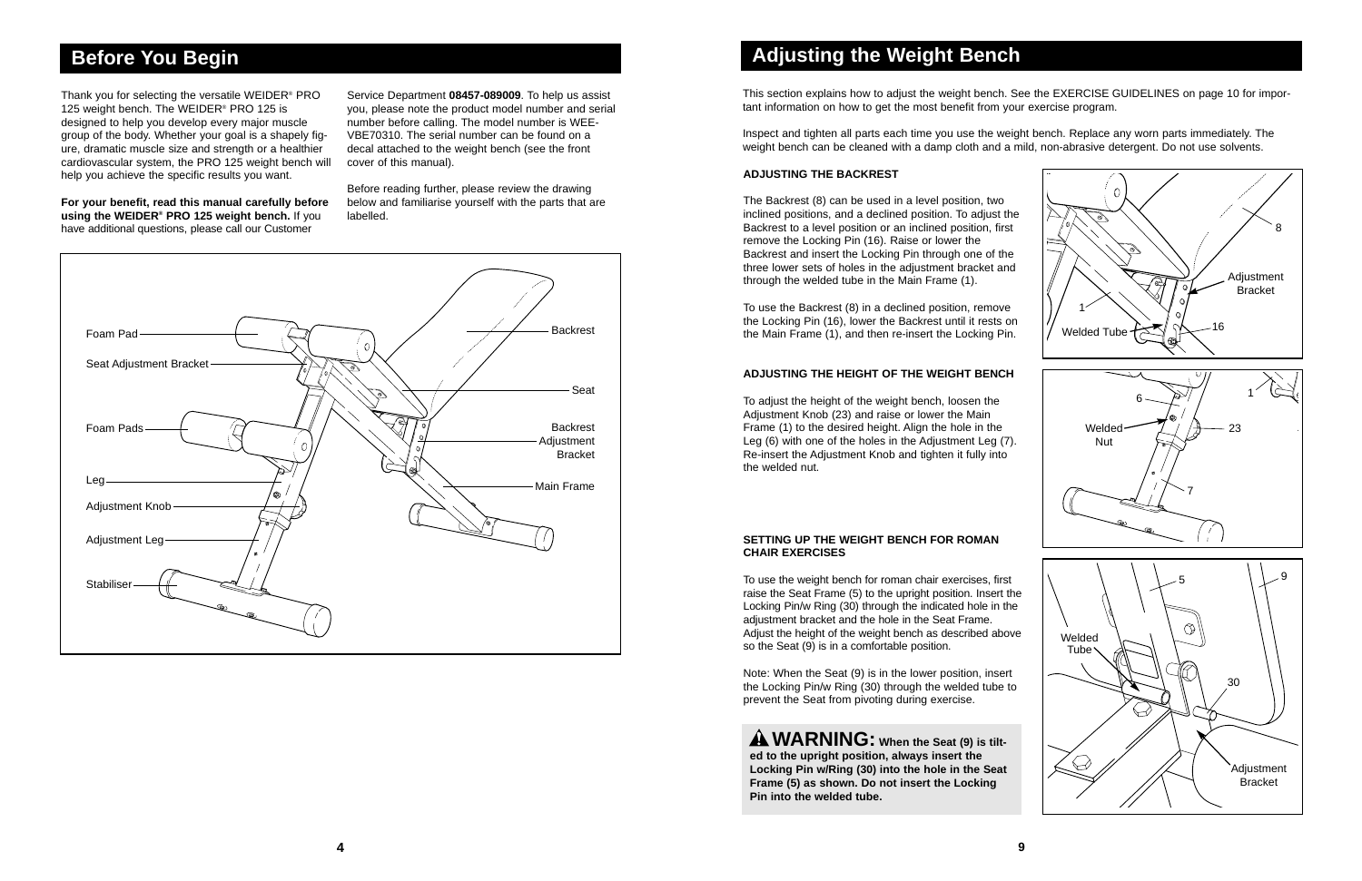## Before You Begin

Thank you for selecting the versatile WEIDER® PRO 125 weight bench. The WEIDER® PRO 125 is designed to help you develop every major muscle group of the body. Whether your goal is a shapely figure, dramatic muscle size and strength or a healthier cardiovascular system, the PRO 125 weight bench will help you achieve the specific results you want.

**For your benefit, read this manual carefully before using the WEIDER® PRO 125 weight bench.** If you have additional questions, please call our Customer Service Department **08457-089009**. To help us assist you, please note the product model number and serial number before calling. The model number is WEEVBE70310. The serial number can be found on a decal attached to the weight bench (see the front cover of this manual).

Before reading further, please review the drawing below and familiarise yourself with the parts that are labelled.

Foam Pad, Seat Adjustment Bracket, Foam Pads, Leg, Adjustment Knob, Adjustment Leg, Stabiliser, Backrest, Seat, Backrest Adjustment Bracket, Main Frame

## Adjusting the Weight Bench

This section explains how to adjust the weight bench. See the EXERCISE GUIDELINES on page 10 for important information on how to get the most benefit from your exercise program.

Inspect and tighten all parts each time you use the weight bench. Replace any worn parts immediately. The weight bench can be cleaned with a damp cloth and a mild, non-abrasive detergent. Do not use solvents.

### ADJUSTING THE BACKREST

The Backrest (8) can be used in a level position, two inclined positions, and a declined position. To adjust the Backrest to a level position or an inclined position, first remove the Locking Pin (16). Raise or lower the Backrest and insert the Locking Pin through one of the three lower sets of holes in the adjustment bracket and through the welded tube in the Main Frame (1).

To use the Backrest (8) in a declined position, remove the Locking Pin (16), lower the Backrest until it rests on the Main Frame (1), and then re-insert the Locking Pin.

8, Adjustment Bracket, 1, Welded Tube, 16

### ADJUSTING THE HEIGHT OF THE WEIGHT BENCH

To adjust the height of the weight bench, loosen the Adjustment Knob (23) and raise or lower the Main Frame (1) to the desired height. Align the hole in the Leg (6) with one of the holes in the Adjustment Leg (7). Re-insert the Adjustment Knob and tighten it fully into the welded nut.

6, 1, Welded Nut, 23, 7

### SETTING UP THE WEIGHT BENCH FOR ROMAN CHAIR EXERCISES

To use the weight bench for roman chair exercises, first raise the Seat Frame (5) to the upright position. Insert the Locking Pin/w Ring (30) through the indicated hole in the adjustment bracket and the hole in the Seat Frame. Adjust the height of the weight bench as described above so the Seat (9) is in a comfortable position.

Note: When the Seat (9) is in the lower position, insert the Locking Pin/w Ring (30) through the welded tube to prevent the Seat from pivoting during exercise.

**⚠ WARNING: When the Seat (9) is tilted to the upright position, always insert the Locking Pin w/Ring (30) into the hole in the Seat Frame (5) as shown. Do not insert the Locking Pin into the welded tube.**

5, 9, Welded Tube, 30, Adjustment Bracket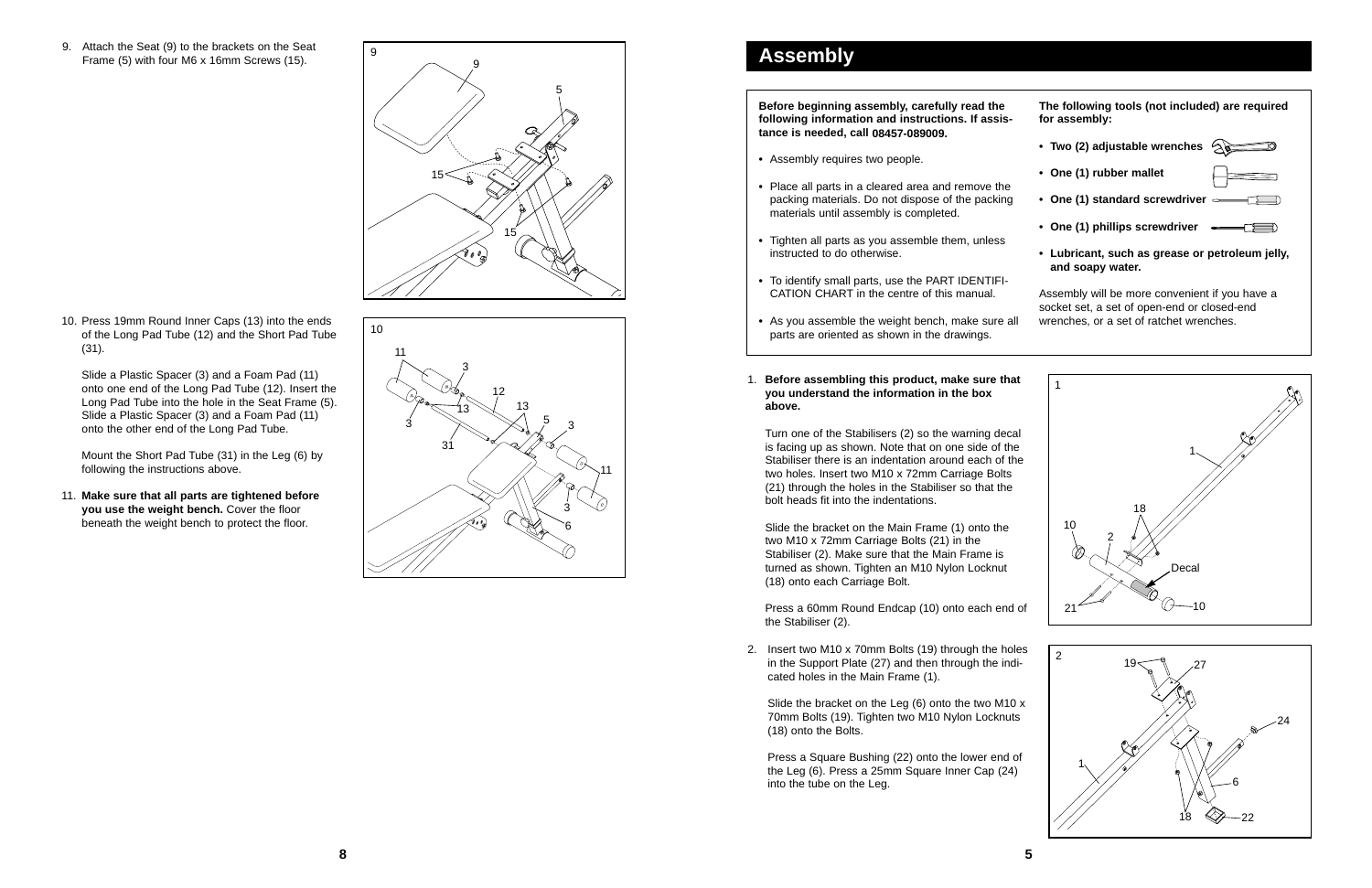9. Attach the Seat (9) to the brackets on the Seat Frame (5) with four M6 x 16mm Screws (15).

10. Press 19mm Round Inner Caps (13) into the ends of the Long Pad Tube (12) and the Short Pad Tube (31).

    Slide a Plastic Spacer (3) and a Foam Pad (11) onto one end of the Long Pad Tube (12). Insert the Long Pad Tube into the hole in the Seat Frame (5). Slide a Plastic Spacer (3) and a Foam Pad (11) onto the other end of the Long Pad Tube.

    Mount the Short Pad Tube (31) in the Leg (6) by following the instructions above.

11. **Make sure that all parts are tightened before you use the weight bench.** Cover the floor beneath the weight bench to protect the floor.

# Assembly

**Before beginning assembly, carefully read the following information and instructions. If assistance is needed, call 08457-089009.**

- Assembly requires two people.
- Place all parts in a cleared area and remove the packing materials. Do not dispose of the packing materials until assembly is completed.
- Tighten all parts as you assemble them, unless instructed to do otherwise.
- To identify small parts, use the PART IDENTIFICATION CHART in the centre of this manual.
- As you assemble the weight bench, make sure all parts are oriented as shown in the drawings.

**The following tools (not included) are required for assembly:**

- **Two (2) adjustable wrenches**
- **One (1) rubber mallet**
- **One (1) standard screwdriver**
- **One (1) phillips screwdriver**
- **Lubricant, such as grease or petroleum jelly, and soapy water.**

Assembly will be more convenient if you have a socket set, a set of open-end or closed-end wrenches, or a set of ratchet wrenches.

1. **Before assembling this product, make sure that you understand the information in the box above.**

   Turn one of the Stabilisers (2) so the warning decal is facing up as shown. Note that on one side of the Stabiliser there is an indentation around each of the two holes. Insert two M10 x 72mm Carriage Bolts (21) through the holes in the Stabiliser so that the bolt heads fit into the indentations.

   Slide the bracket on the Main Frame (1) onto the two M10 x 72mm Carriage Bolts (21) in the Stabiliser (2). Make sure that the Main Frame is turned as shown. Tighten an M10 Nylon Locknut (18) onto each Carriage Bolt.

   Press a 60mm Round Endcap (10) onto each end of the Stabiliser (2).

2. Insert two M10 x 70mm Bolts (19) through the holes in the Support Plate (27) and then through the indicated holes in the Main Frame (1).

   Slide the bracket on the Leg (6) onto the two M10 x 70mm Bolts (19). Tighten two M10 Nylon Locknuts (18) onto the Bolts.

   Press a Square Bushing (22) onto the lower end of the Leg (6). Press a 25mm Square Inner Cap (24) into the tube on the Leg.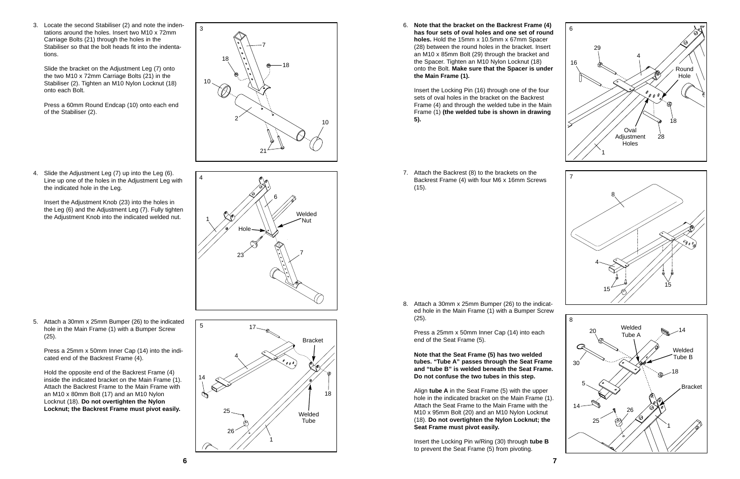3. Locate the second Stabiliser (2) and note the indentations around the holes. Insert two M10 x 72mm Carriage Bolts (21) through the holes in the Stabiliser so that the bolt heads fit into the indentations.

   Slide the bracket on the Adjustment Leg (7) onto the two M10 x 72mm Carriage Bolts (21) in the Stabiliser (2). Tighten an M10 Nylon Locknut (18) onto each Bolt.

   Press a 60mm Round Endcap (10) onto each end of the Stabiliser (2).

4. Slide the Adjustment Leg (7) up into the Leg (6). Line up one of the holes in the Adjustment Leg with the indicated hole in the Leg.

   Insert the Adjustment Knob (23) into the holes in the Leg (6) and the Adjustment Leg (7). Fully tighten the Adjustment Knob into the indicated welded nut.

5. Attach a 30mm x 25mm Bumper (26) to the indicated hole in the Main Frame (1) with a Bumper Screw (25).

   Press a 25mm x 50mm Inner Cap (14) into the indicated end of the Backrest Frame (4).

   Hold the opposite end of the Backrest Frame (4) inside the indicated bracket on the Main Frame (1). Attach the Backrest Frame to the Main Frame with an M10 x 80mm Bolt (17) and an M10 Nylon Locknut (18). **Do not overtighten the Nylon Locknut; the Backrest Frame must pivot easily.**

6. **Note that the bracket on the Backrest Frame (4) has four sets of oval holes and one set of round holes.** Hold the 15mm x 10.5mm x 67mm Spacer (28) between the round holes in the bracket. Insert an M10 x 85mm Bolt (29) through the bracket and the Spacer. Tighten an M10 Nylon Locknut (18) onto the Bolt. **Make sure that the Spacer is under the Main Frame (1).**

   Insert the Locking Pin (16) through one of the four sets of oval holes in the bracket on the Backrest Frame (4) and through the welded tube in the Main Frame (1) **(the welded tube is shown in drawing 5).**

7. Attach the Backrest (8) to the brackets on the Backrest Frame (4) with four M6 x 16mm Screws (15).

8. Attach a 30mm x 25mm Bumper (26) to the indicated hole in the Main Frame (1) with a Bumper Screw (25).

   Press a 25mm x 50mm Inner Cap (14) into each end of the Seat Frame (5).

   **Note that the Seat Frame (5) has two welded tubes. "Tube A" passes through the Seat Frame and "tube B" is welded beneath the Seat Frame. Do not confuse the two tubes in this step.**

   Align **tube A** in the Seat Frame (5) with the upper hole in the indicated bracket on the Main Frame (1). Attach the Seat Frame to the Main Frame with the M10 x 95mm Bolt (20) and an M10 Nylon Locknut (18). **Do not overtighten the Nylon Locknut; the Seat Frame must pivot easily.**

   Insert the Locking Pin w/Ring (30) through **tube B** to prevent the Seat Frame (5) from pivoting.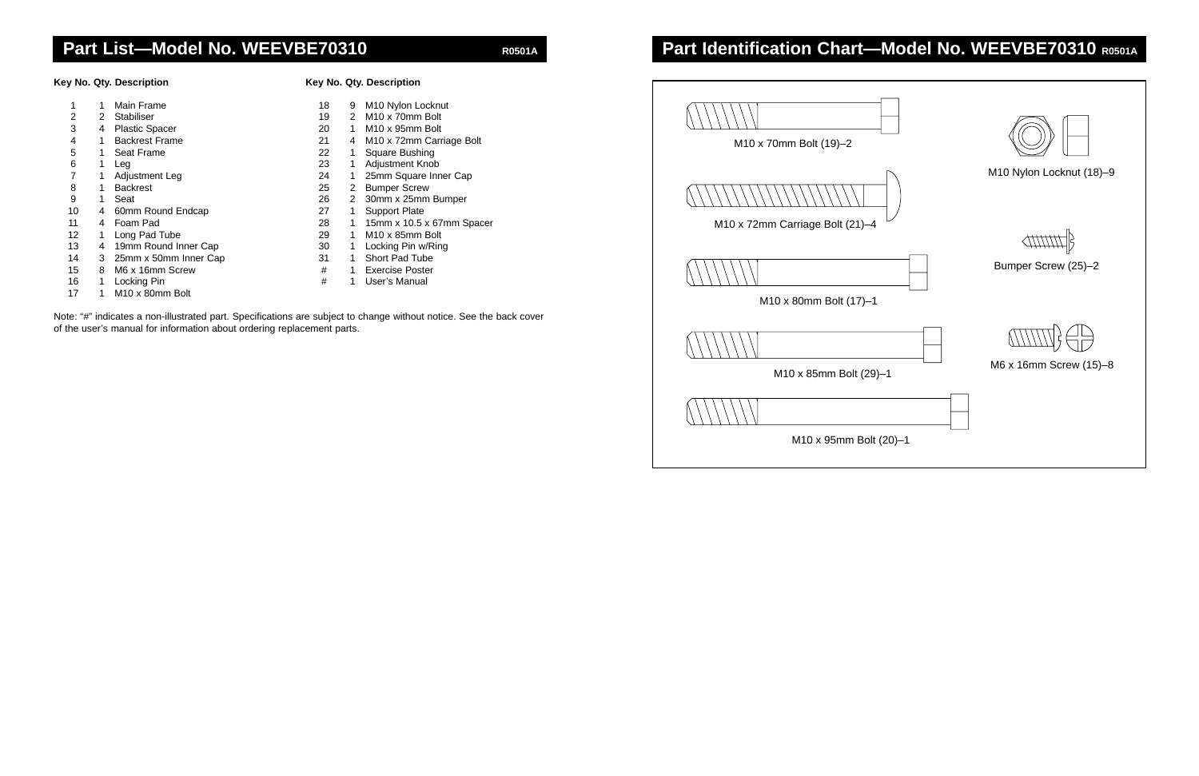## Part List—Model No. WEEVBE70310 R0501A

| Key No. | Qty. | Description |
|---|---|---|
| 1 | 1 | Main Frame |
| 2 | 2 | Stabiliser |
| 3 | 4 | Plastic Spacer |
| 4 | 1 | Backrest Frame |
| 5 | 1 | Seat Frame |
| 6 | 1 | Leg |
| 7 | 1 | Adjustment Leg |
| 8 | 1 | Backrest |
| 9 | 1 | Seat |
| 10 | 4 | 60mm Round Endcap |
| 11 | 4 | Foam Pad |
| 12 | 1 | Long Pad Tube |
| 13 | 4 | 19mm Round Inner Cap |
| 14 | 3 | 25mm x 50mm Inner Cap |
| 15 | 8 | M6 x 16mm Screw |
| 16 | 1 | Locking Pin |
| 17 | 1 | M10 x 80mm Bolt |
| 18 | 9 | M10 Nylon Locknut |
| 19 | 2 | M10 x 70mm Bolt |
| 20 | 1 | M10 x 95mm Bolt |
| 21 | 4 | M10 x 72mm Carriage Bolt |
| 22 | 1 | Square Bushing |
| 23 | 1 | Adjustment Knob |
| 24 | 1 | 25mm Square Inner Cap |
| 25 | 2 | Bumper Screw |
| 26 | 2 | 30mm x 25mm Bumper |
| 27 | 1 | Support Plate |
| 28 | 1 | 15mm x 10.5 x 67mm Spacer |
| 29 | 1 | M10 x 85mm Bolt |
| 30 | 1 | Locking Pin w/Ring |
| 31 | 1 | Short Pad Tube |
| # | 1 | Exercise Poster |
| # | 1 | User's Manual |

Note: "#" indicates a non-illustrated part. Specifications are subject to change without notice. See the back cover of the user's manual for information about ordering replacement parts.

## Part Identification Chart—Model No. WEEVBE70310 R0501A

M10 x 70mm Bolt (19)–2

M10 Nylon Locknut (18)–9

M10 x 72mm Carriage Bolt (21)–4

Bumper Screw (25)–2

M10 x 80mm Bolt (17)–1

M10 x 85mm Bolt (29)–1

M6 x 16mm Screw (15)–8

M10 x 95mm Bolt (20)–1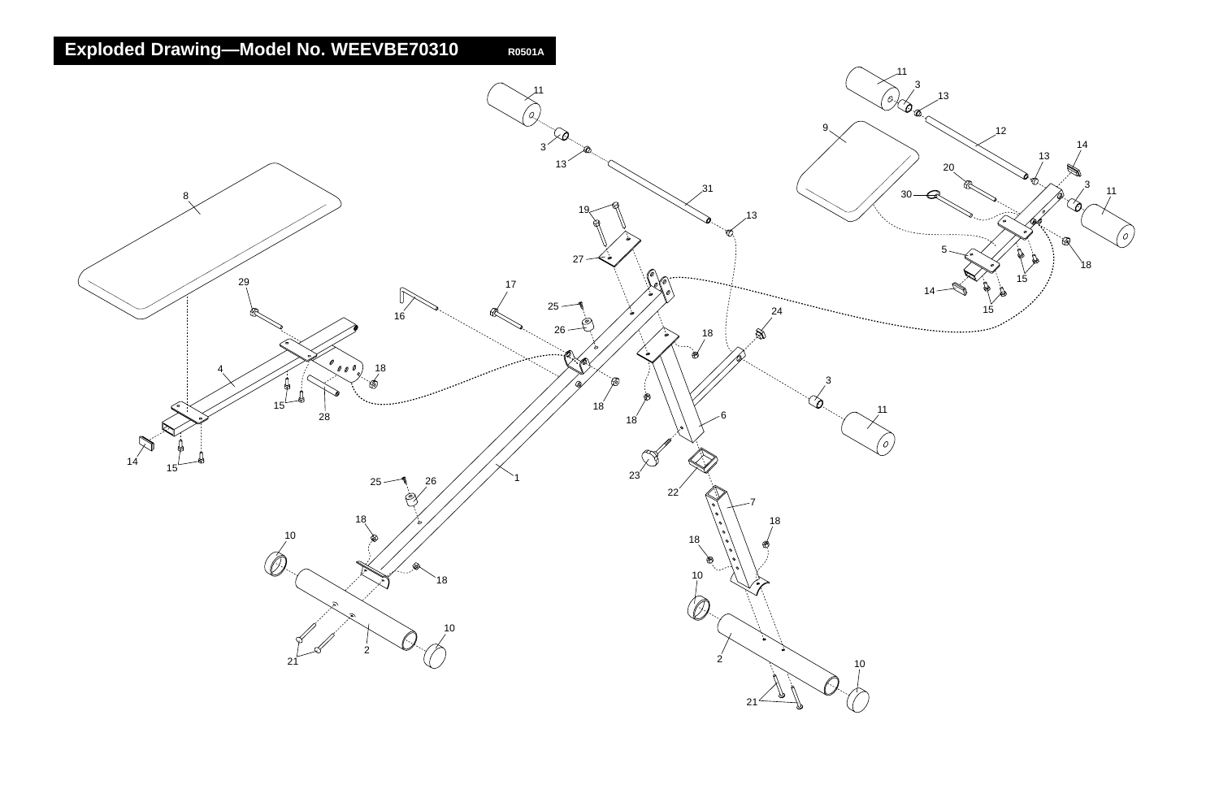# Exploded Drawing—Model No. WEEVBE70310

R0501A

11
3
13
31
13
19
27
8
29
17
16
25
26
4
18
15
28
14
15
1
25
26
18
10
18
21
2
10
18
18
24
18
6
23
22
7
18
18
10
2
21
10
3
11
9
11
3
13
12
13
14
20
30
3
11
5
18
15
14
15